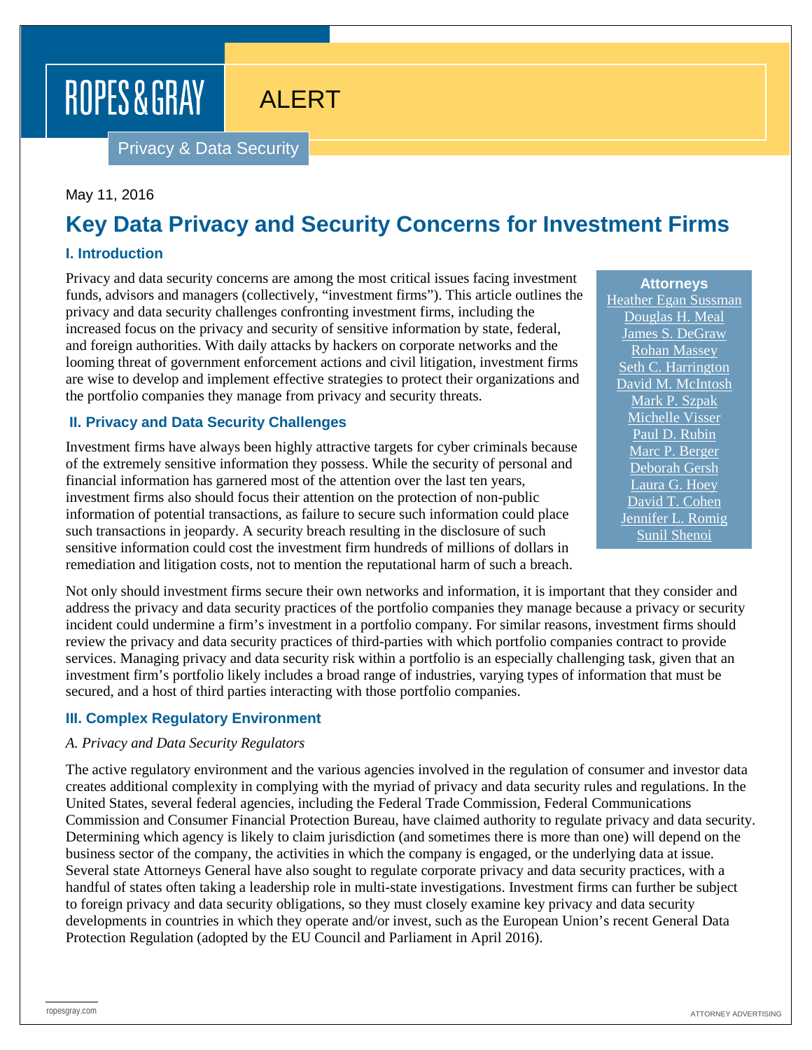ROPES & GRAY

ALERT

Privacy & Data Security

May 11, 2016

# Key Data Privacy and Security Concerns for Investment Firms

## I. Introduction

Privacy and data security concerns are among the most critical issues facing investment funds, advisors and managers (collectively, "investment firms"). This article outlines the privacy and data security challenges confronting investment firms, including the increased focus on the privacy and security of sensitive information by state, federal, and foreign authorities. With daily attacks by hackers on corporate networks and the looming threat of government enforcement actions and civil litigation, investment firms are wise to develop and implement effective strategies to protect their organizations and the portfolio companies they manage from privacy and security threats.

**Attorneys**
Heather Egan Sussman
Douglas H. Meal
James S. DeGraw
Rohan Massey
Seth C. Harrington
David M. McIntosh
Mark P. Szpak
Michelle Visser
Paul D. Rubin
Marc P. Berger
Deborah Gersh
Laura G. Hoey
David T. Cohen
Jennifer L. Romig
Sunil Shenoi

## II. Privacy and Data Security Challenges

Investment firms have always been highly attractive targets for cyber criminals because of the extremely sensitive information they possess. While the security of personal and financial information has garnered most of the attention over the last ten years, investment firms also should focus their attention on the protection of non-public information of potential transactions, as failure to secure such information could place such transactions in jeopardy. A security breach resulting in the disclosure of such sensitive information could cost the investment firm hundreds of millions of dollars in remediation and litigation costs, not to mention the reputational harm of such a breach.

Not only should investment firms secure their own networks and information, it is important that they consider and address the privacy and data security practices of the portfolio companies they manage because a privacy or security incident could undermine a firm's investment in a portfolio company. For similar reasons, investment firms should review the privacy and data security practices of third-parties with which portfolio companies contract to provide services. Managing privacy and data security risk within a portfolio is an especially challenging task, given that an investment firm's portfolio likely includes a broad range of industries, varying types of information that must be secured, and a host of third parties interacting with those portfolio companies.

## III. Complex Regulatory Environment

*A. Privacy and Data Security Regulators*

The active regulatory environment and the various agencies involved in the regulation of consumer and investor data creates additional complexity in complying with the myriad of privacy and data security rules and regulations. In the United States, several federal agencies, including the Federal Trade Commission, Federal Communications Commission and Consumer Financial Protection Bureau, have claimed authority to regulate privacy and data security. Determining which agency is likely to claim jurisdiction (and sometimes there is more than one) will depend on the business sector of the company, the activities in which the company is engaged, or the underlying data at issue. Several state Attorneys General have also sought to regulate corporate privacy and data security practices, with a handful of states often taking a leadership role in multi-state investigations. Investment firms can further be subject to foreign privacy and data security obligations, so they must closely examine key privacy and data security developments in countries in which they operate and/or invest, such as the European Union's recent General Data Protection Regulation (adopted by the EU Council and Parliament in April 2016).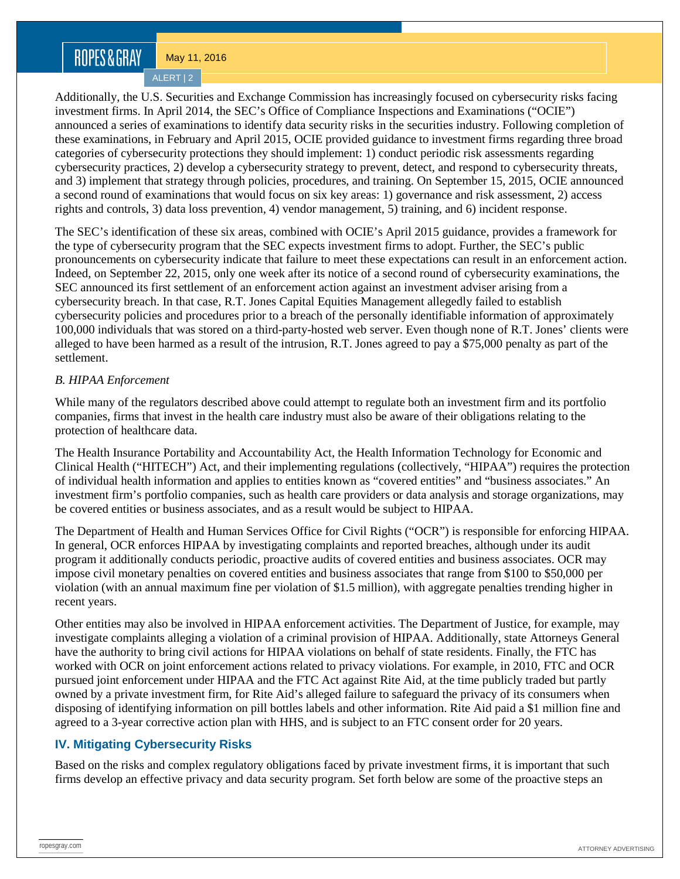Additionally, the U.S. Securities and Exchange Commission has increasingly focused on cybersecurity risks facing investment firms. In April 2014, the SEC's Office of Compliance Inspections and Examinations ("OCIE") announced a series of examinations to identify data security risks in the securities industry. Following completion of these examinations, in February and April 2015, OCIE provided guidance to investment firms regarding three broad categories of cybersecurity protections they should implement: 1) conduct periodic risk assessments regarding cybersecurity practices, 2) develop a cybersecurity strategy to prevent, detect, and respond to cybersecurity threats, and 3) implement that strategy through policies, procedures, and training. On September 15, 2015, OCIE announced a second round of examinations that would focus on six key areas: 1) governance and risk assessment, 2) access rights and controls, 3) data loss prevention, 4) vendor management, 5) training, and 6) incident response.

The SEC's identification of these six areas, combined with OCIE's April 2015 guidance, provides a framework for the type of cybersecurity program that the SEC expects investment firms to adopt. Further, the SEC's public pronouncements on cybersecurity indicate that failure to meet these expectations can result in an enforcement action. Indeed, on September 22, 2015, only one week after its notice of a second round of cybersecurity examinations, the SEC announced its first settlement of an enforcement action against an investment adviser arising from a cybersecurity breach. In that case, R.T. Jones Capital Equities Management allegedly failed to establish cybersecurity policies and procedures prior to a breach of the personally identifiable information of approximately 100,000 individuals that was stored on a third-party-hosted web server. Even though none of R.T. Jones' clients were alleged to have been harmed as a result of the intrusion, R.T. Jones agreed to pay a $75,000 penalty as part of the settlement.

*B. HIPAA Enforcement*

While many of the regulators described above could attempt to regulate both an investment firm and its portfolio companies, firms that invest in the health care industry must also be aware of their obligations relating to the protection of healthcare data.

The Health Insurance Portability and Accountability Act, the Health Information Technology for Economic and Clinical Health ("HITECH") Act, and their implementing regulations (collectively, "HIPAA") requires the protection of individual health information and applies to entities known as "covered entities" and "business associates." An investment firm's portfolio companies, such as health care providers or data analysis and storage organizations, may be covered entities or business associates, and as a result would be subject to HIPAA.

The Department of Health and Human Services Office for Civil Rights ("OCR") is responsible for enforcing HIPAA. In general, OCR enforces HIPAA by investigating complaints and reported breaches, although under its audit program it additionally conducts periodic, proactive audits of covered entities and business associates. OCR may impose civil monetary penalties on covered entities and business associates that range from $100 to $50,000 per violation (with an annual maximum fine per violation of $1.5 million), with aggregate penalties trending higher in recent years.

Other entities may also be involved in HIPAA enforcement activities. The Department of Justice, for example, may investigate complaints alleging a violation of a criminal provision of HIPAA. Additionally, state Attorneys General have the authority to bring civil actions for HIPAA violations on behalf of state residents. Finally, the FTC has worked with OCR on joint enforcement actions related to privacy violations. For example, in 2010, FTC and OCR pursued joint enforcement under HIPAA and the FTC Act against Rite Aid, at the time publicly traded but partly owned by a private investment firm, for Rite Aid's alleged failure to safeguard the privacy of its consumers when disposing of identifying information on pill bottles labels and other information. Rite Aid paid a $1 million fine and agreed to a 3-year corrective action plan with HHS, and is subject to an FTC consent order for 20 years.

## IV. Mitigating Cybersecurity Risks

Based on the risks and complex regulatory obligations faced by private investment firms, it is important that such firms develop an effective privacy and data security program. Set forth below are some of the proactive steps an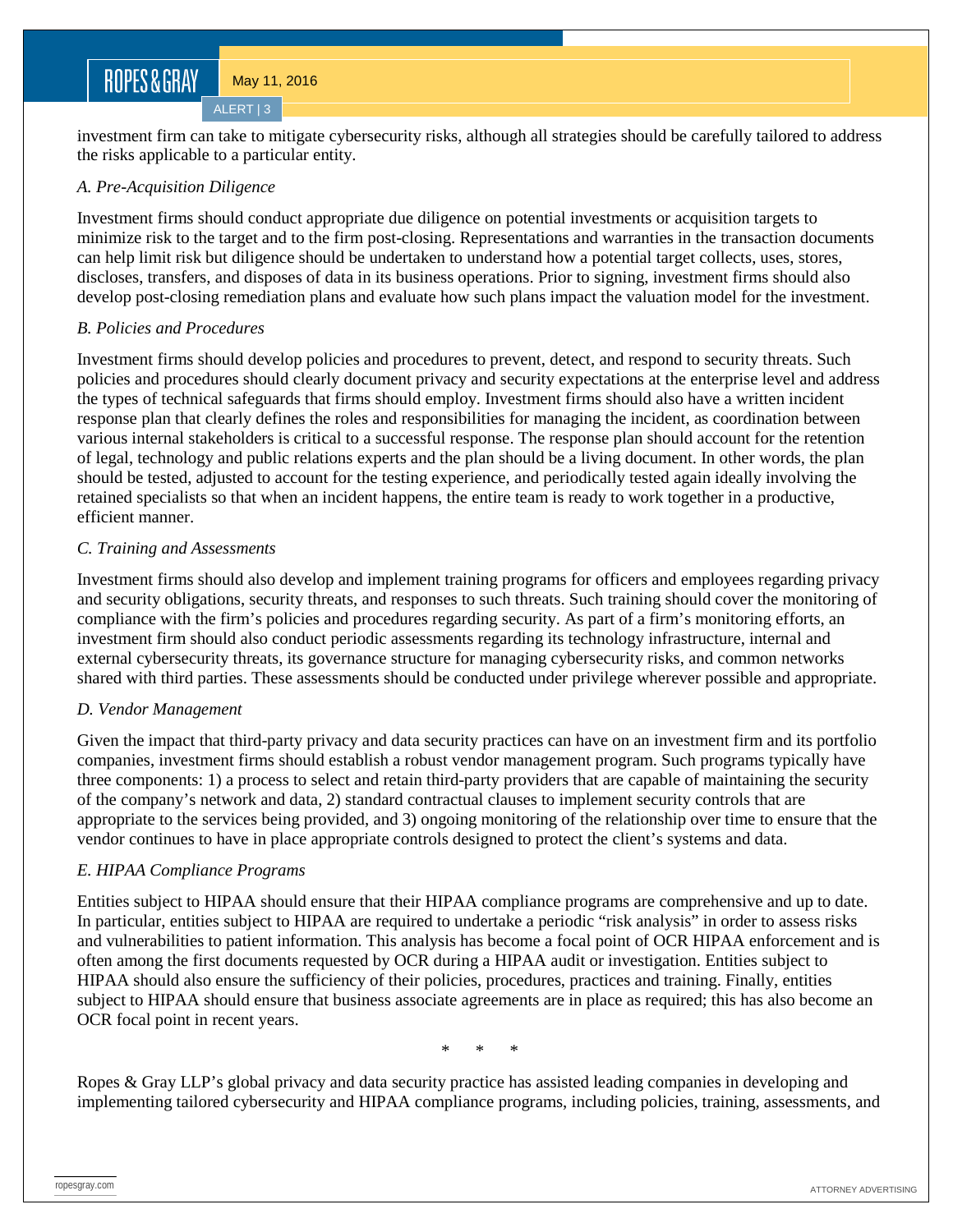investment firm can take to mitigate cybersecurity risks, although all strategies should be carefully tailored to address the risks applicable to a particular entity.

*A. Pre-Acquisition Diligence*

Investment firms should conduct appropriate due diligence on potential investments or acquisition targets to minimize risk to the target and to the firm post-closing. Representations and warranties in the transaction documents can help limit risk but diligence should be undertaken to understand how a potential target collects, uses, stores, discloses, transfers, and disposes of data in its business operations. Prior to signing, investment firms should also develop post-closing remediation plans and evaluate how such plans impact the valuation model for the investment.

*B. Policies and Procedures*

Investment firms should develop policies and procedures to prevent, detect, and respond to security threats. Such policies and procedures should clearly document privacy and security expectations at the enterprise level and address the types of technical safeguards that firms should employ. Investment firms should also have a written incident response plan that clearly defines the roles and responsibilities for managing the incident, as coordination between various internal stakeholders is critical to a successful response. The response plan should account for the retention of legal, technology and public relations experts and the plan should be a living document. In other words, the plan should be tested, adjusted to account for the testing experience, and periodically tested again ideally involving the retained specialists so that when an incident happens, the entire team is ready to work together in a productive, efficient manner.

*C. Training and Assessments*

Investment firms should also develop and implement training programs for officers and employees regarding privacy and security obligations, security threats, and responses to such threats. Such training should cover the monitoring of compliance with the firm's policies and procedures regarding security. As part of a firm's monitoring efforts, an investment firm should also conduct periodic assessments regarding its technology infrastructure, internal and external cybersecurity threats, its governance structure for managing cybersecurity risks, and common networks shared with third parties. These assessments should be conducted under privilege wherever possible and appropriate.

*D. Vendor Management*

Given the impact that third-party privacy and data security practices can have on an investment firm and its portfolio companies, investment firms should establish a robust vendor management program. Such programs typically have three components: 1) a process to select and retain third-party providers that are capable of maintaining the security of the company's network and data, 2) standard contractual clauses to implement security controls that are appropriate to the services being provided, and 3) ongoing monitoring of the relationship over time to ensure that the vendor continues to have in place appropriate controls designed to protect the client's systems and data.

*E. HIPAA Compliance Programs*

Entities subject to HIPAA should ensure that their HIPAA compliance programs are comprehensive and up to date. In particular, entities subject to HIPAA are required to undertake a periodic "risk analysis" in order to assess risks and vulnerabilities to patient information. This analysis has become a focal point of OCR HIPAA enforcement and is often among the first documents requested by OCR during a HIPAA audit or investigation. Entities subject to HIPAA should also ensure the sufficiency of their policies, procedures, practices and training. Finally, entities subject to HIPAA should ensure that business associate agreements are in place as required; this has also become an OCR focal point in recent years.

\* \* \*

Ropes & Gray LLP's global privacy and data security practice has assisted leading companies in developing and implementing tailored cybersecurity and HIPAA compliance programs, including policies, training, assessments, and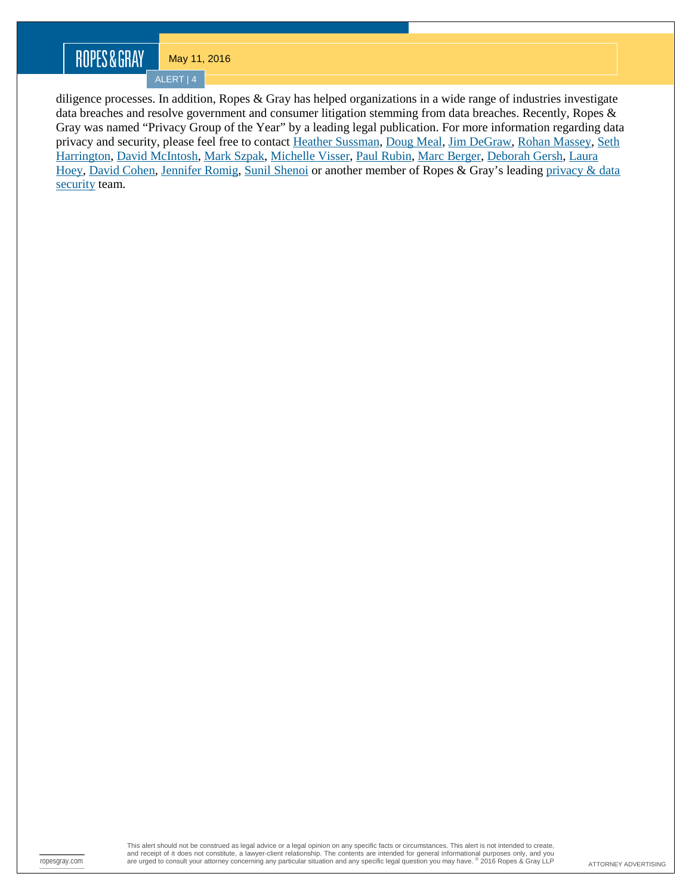diligence processes. In addition, Ropes & Gray has helped organizations in a wide range of industries investigate data breaches and resolve government and consumer litigation stemming from data breaches. Recently, Ropes & Gray was named "Privacy Group of the Year" by a leading legal publication. For more information regarding data privacy and security, please feel free to contact Heather Sussman, Doug Meal, Jim DeGraw, Rohan Massey, Seth Harrington, David McIntosh, Mark Szpak, Michelle Visser, Paul Rubin, Marc Berger, Deborah Gersh, Laura Hoey, David Cohen, Jennifer Romig, Sunil Shenoi or another member of Ropes & Gray's leading privacy & data security team.

This alert should not be construed as legal advice or a legal opinion on any specific facts or circumstances. This alert is not intended to create, and receipt of it does not constitute, a lawyer-client relationship. The contents are intended for general informational purposes only, and you are urged to consult your attorney concerning any particular situation and any specific legal question you may have. © 2016 Ropes & Gray LLP

ATTORNEY ADVERTISING